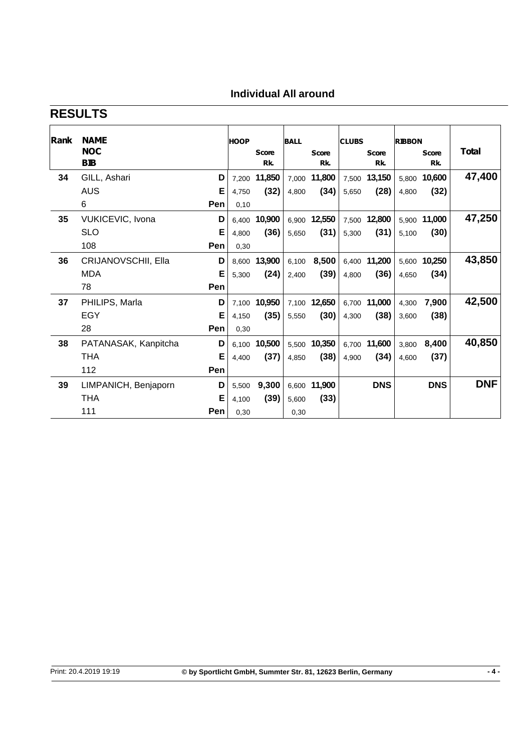## Individual All around

# RESULTS

| Rank | NAME<br>NOC<br>BIB | | HOOP | Score<br>Rk. | BALL | Score<br>Rk. | CLUBS | Score<br>Rk. | RIBBON | Score<br>Rk. | Total |
|---|---|---|---|---|---|---|---|---|---|---|---|
| 34 | GILL, Ashari | D | 7,200 | 11,850 | 7,000 | 11,800 | 7,500 | 13,150 | 5,800 | 10,600 | 47,400 |
| | AUS | E | 4,750 | (32) | 4,800 | (34) | 5,650 | (28) | 4,800 | (32) | |
| | 6 | Pen | 0,10 | | | | | | | | |
| 35 | VUKICEVIC, Ivona | D | 6,400 | 10,900 | 6,900 | 12,550 | 7,500 | 12,800 | 5,900 | 11,000 | 47,250 |
| | SLO | E | 4,800 | (36) | 5,650 | (31) | 5,300 | (31) | 5,100 | (30) | |
| | 108 | Pen | 0,30 | | | | | | | | |
| 36 | CRIJANOVSCHII, Ella | D | 8,600 | 13,900 | 6,100 | 8,500 | 6,400 | 11,200 | 5,600 | 10,250 | 43,850 |
| | MDA | E | 5,300 | (24) | 2,400 | (39) | 4,800 | (36) | 4,650 | (34) | |
| | 78 | Pen | | | | | | | | | |
| 37 | PHILIPS, Marla | D | 7,100 | 10,950 | 7,100 | 12,650 | 6,700 | 11,000 | 4,300 | 7,900 | 42,500 |
| | EGY | E | 4,150 | (35) | 5,550 | (30) | 4,300 | (38) | 3,600 | (38) | |
| | 28 | Pen | 0,30 | | | | | | | | |
| 38 | PATANASAK, Kanpitcha | D | 6,100 | 10,500 | 5,500 | 10,350 | 6,700 | 11,600 | 3,800 | 8,400 | 40,850 |
| | THA | E | 4,400 | (37) | 4,850 | (38) | 4,900 | (34) | 4,600 | (37) | |
| | 112 | Pen | | | | | | | | | |
| 39 | LIMPANICH, Benjaporn | D | 5,500 | 9,300 | 6,600 | 11,900 | | DNS | | DNS | DNF |
| | THA | E | 4,100 | (39) | 5,600 | (33) | | | | | |
| | 111 | Pen | 0,30 | | 0,30 | | | | | | |

Print: 20.4.2019 19:19 © by Sportlicht GmbH, Summter Str. 81, 12623 Berlin, Germany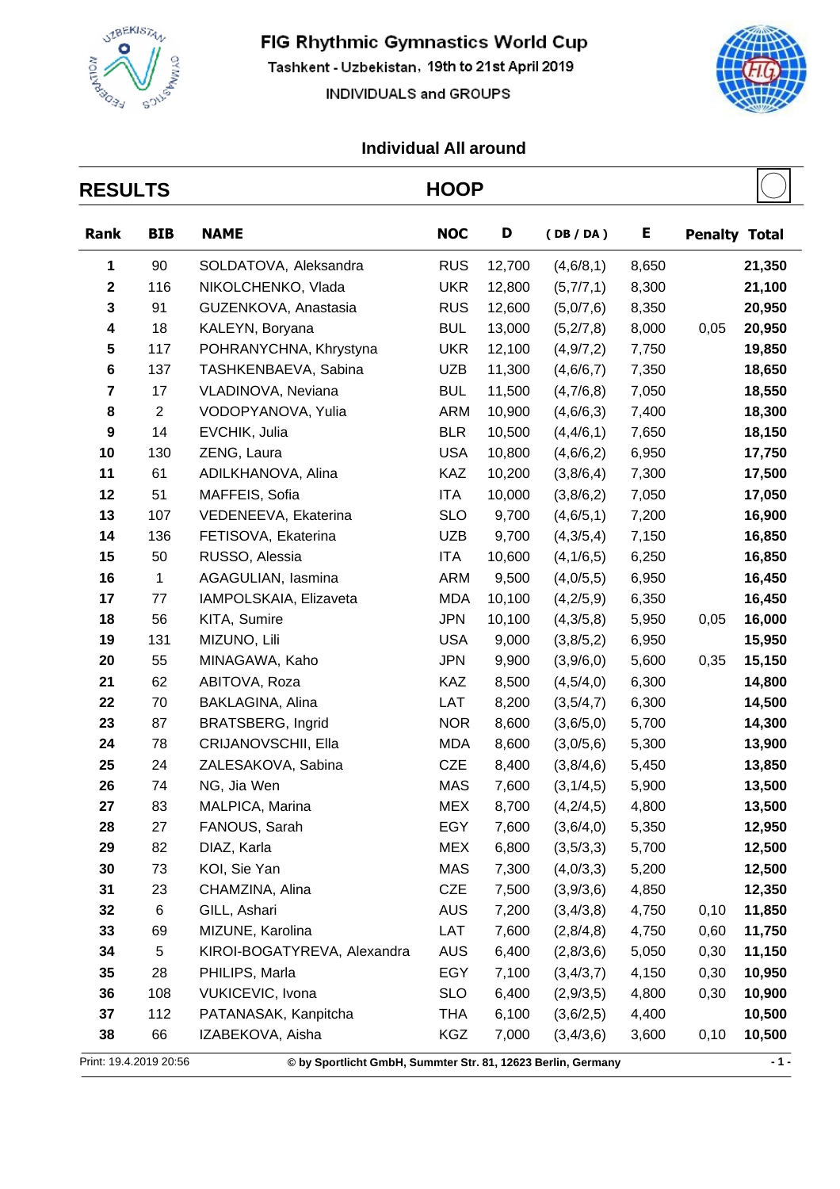# FIG Rhythmic Gymnastics World Cup

Tashkent - Uzbekistan, 19th to 21st April 2019

INDIVIDUALS and GROUPS

## Individual All around

## RESULTS — HOOP

| Rank | BIB | NAME | NOC | D | ( DB / DA ) | E | Penalty | Total |
|---|---|---|---|---|---|---|---|---|
| 1 | 90 | SOLDATOVA, Aleksandra | RUS | 12,700 | (4,6/8,1) | 8,650 | | 21,350 |
| 2 | 116 | NIKOLCHENKO, Vlada | UKR | 12,800 | (5,7/7,1) | 8,300 | | 21,100 |
| 3 | 91 | GUZENKOVA, Anastasia | RUS | 12,600 | (5,0/7,6) | 8,350 | | 20,950 |
| 4 | 18 | KALEYN, Boryana | BUL | 13,000 | (5,2/7,8) | 8,000 | 0,05 | 20,950 |
| 5 | 117 | POHRANYCHNA, Khrystyna | UKR | 12,100 | (4,9/7,2) | 7,750 | | 19,850 |
| 6 | 137 | TASHKENBAEVA, Sabina | UZB | 11,300 | (4,6/6,7) | 7,350 | | 18,650 |
| 7 | 17 | VLADINOVA, Neviana | BUL | 11,500 | (4,7/6,8) | 7,050 | | 18,550 |
| 8 | 2 | VODOPYANOVA, Yulia | ARM | 10,900 | (4,6/6,3) | 7,400 | | 18,300 |
| 9 | 14 | EVCHIK, Julia | BLR | 10,500 | (4,4/6,1) | 7,650 | | 18,150 |
| 10 | 130 | ZENG, Laura | USA | 10,800 | (4,6/6,2) | 6,950 | | 17,750 |
| 11 | 61 | ADILKHANOVA, Alina | KAZ | 10,200 | (3,8/6,4) | 7,300 | | 17,500 |
| 12 | 51 | MAFFEIS, Sofia | ITA | 10,000 | (3,8/6,2) | 7,050 | | 17,050 |
| 13 | 107 | VEDENEEVA, Ekaterina | SLO | 9,700 | (4,6/5,1) | 7,200 | | 16,900 |
| 14 | 136 | FETISOVA, Ekaterina | UZB | 9,700 | (4,3/5,4) | 7,150 | | 16,850 |
| 15 | 50 | RUSSO, Alessia | ITA | 10,600 | (4,1/6,5) | 6,250 | | 16,850 |
| 16 | 1 | AGAGULIAN, Iasmina | ARM | 9,500 | (4,0/5,5) | 6,950 | | 16,450 |
| 17 | 77 | IAMPOLSKAIA, Elizaveta | MDA | 10,100 | (4,2/5,9) | 6,350 | | 16,450 |
| 18 | 56 | KITA, Sumire | JPN | 10,100 | (4,3/5,8) | 5,950 | 0,05 | 16,000 |
| 19 | 131 | MIZUNO, Lili | USA | 9,000 | (3,8/5,2) | 6,950 | | 15,950 |
| 20 | 55 | MINAGAWA, Kaho | JPN | 9,900 | (3,9/6,0) | 5,600 | 0,35 | 15,150 |
| 21 | 62 | ABITOVA, Roza | KAZ | 8,500 | (4,5/4,0) | 6,300 | | 14,800 |
| 22 | 70 | BAKLAGINA, Alina | LAT | 8,200 | (3,5/4,7) | 6,300 | | 14,500 |
| 23 | 87 | BRATSBERG, Ingrid | NOR | 8,600 | (3,6/5,0) | 5,700 | | 14,300 |
| 24 | 78 | CRIJANOVSCHII, Ella | MDA | 8,600 | (3,0/5,6) | 5,300 | | 13,900 |
| 25 | 24 | ZALESAKOVA, Sabina | CZE | 8,400 | (3,8/4,6) | 5,450 | | 13,850 |
| 26 | 74 | NG, Jia Wen | MAS | 7,600 | (3,1/4,5) | 5,900 | | 13,500 |
| 27 | 83 | MALPICA, Marina | MEX | 8,700 | (4,2/4,5) | 4,800 | | 13,500 |
| 28 | 27 | FANOUS, Sarah | EGY | 7,600 | (3,6/4,0) | 5,350 | | 12,950 |
| 29 | 82 | DIAZ, Karla | MEX | 6,800 | (3,5/3,3) | 5,700 | | 12,500 |
| 30 | 73 | KOI, Sie Yan | MAS | 7,300 | (4,0/3,3) | 5,200 | | 12,500 |
| 31 | 23 | CHAMZINA, Alina | CZE | 7,500 | (3,9/3,6) | 4,850 | | 12,350 |
| 32 | 6 | GILL, Ashari | AUS | 7,200 | (3,4/3,8) | 4,750 | 0,10 | 11,850 |
| 33 | 69 | MIZUNE, Karolina | LAT | 7,600 | (2,8/4,8) | 4,750 | 0,60 | 11,750 |
| 34 | 5 | KIROI-BOGATYREVA, Alexandra | AUS | 6,400 | (2,8/3,6) | 5,050 | 0,30 | 11,150 |
| 35 | 28 | PHILIPS, Marla | EGY | 7,100 | (3,4/3,7) | 4,150 | 0,30 | 10,950 |
| 36 | 108 | VUKICEVIC, Ivona | SLO | 6,400 | (2,9/3,5) | 4,800 | 0,30 | 10,900 |
| 37 | 112 | PATANASAK, Kanpitcha | THA | 6,100 | (3,6/2,5) | 4,400 | | 10,500 |
| 38 | 66 | IZABEKOVA, Aisha | KGZ | 7,000 | (3,4/3,6) | 3,600 | 0,10 | 10,500 |

Print: 19.4.2019 20:56 © by Sportlicht GmbH, Summter Str. 81, 12623 Berlin, Germany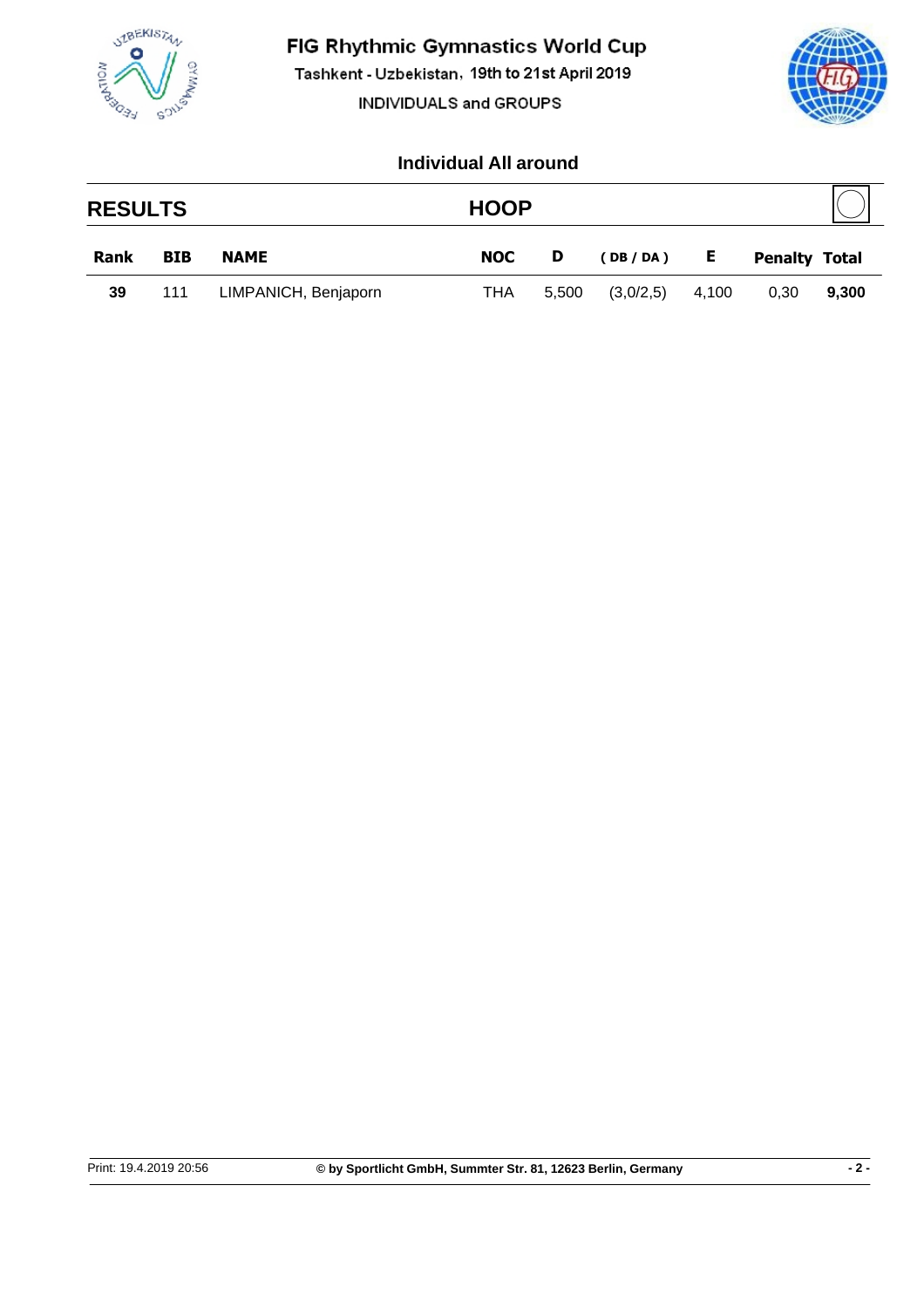# FIG Rhythmic Gymnastics World Cup

Tashkent - Uzbekistan, 19th to 21st April 2019

INDIVIDUALS and GROUPS

## Individual All around

## RESULTS — HOOP

| Rank | BIB | NAME | NOC | D | ( DB / DA ) | E | Penalty | Total |
|---|---|---|---|---|---|---|---|---|
| **39** | 111 | LIMPANICH, Benjaporn | THA | 5,500 | (3,0/2,5) | 4,100 | 0,30 | **9,300** |

Print: 19.4.2019 20:56 **© by Sportlicht GmbH, Summter Str. 81, 12623 Berlin, Germany**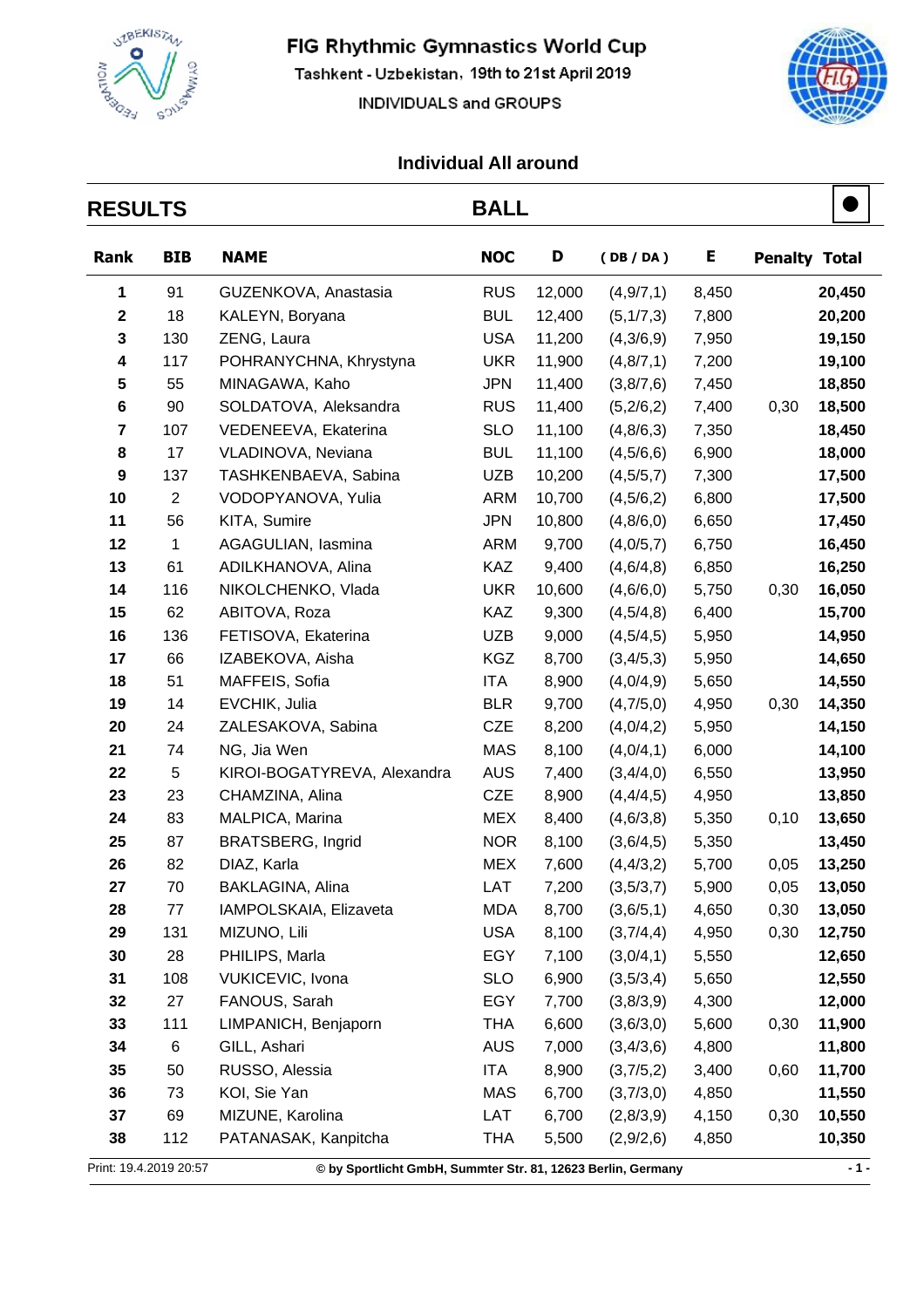# FIG Rhythmic Gymnastics World Cup

Tashkent - Uzbekistan, 19th to 21st April 2019

INDIVIDUALS and GROUPS

## Individual All around

## RESULTS — BALL

| Rank | BIB | NAME | NOC | D | ( DB / DA ) | E | Penalty | Total |
|---|---|---|---|---|---|---|---|---|
| 1 | 91 | GUZENKOVA, Anastasia | RUS | 12,000 | (4,9/7,1) | 8,450 | | 20,450 |
| 2 | 18 | KALEYN, Boryana | BUL | 12,400 | (5,1/7,3) | 7,800 | | 20,200 |
| 3 | 130 | ZENG, Laura | USA | 11,200 | (4,3/6,9) | 7,950 | | 19,150 |
| 4 | 117 | POHRANYCHNA, Khrystyna | UKR | 11,900 | (4,8/7,1) | 7,200 | | 19,100 |
| 5 | 55 | MINAGAWA, Kaho | JPN | 11,400 | (3,8/7,6) | 7,450 | | 18,850 |
| 6 | 90 | SOLDATOVA, Aleksandra | RUS | 11,400 | (5,2/6,2) | 7,400 | 0,30 | 18,500 |
| 7 | 107 | VEDENEEVA, Ekaterina | SLO | 11,100 | (4,8/6,3) | 7,350 | | 18,450 |
| 8 | 17 | VLADINOVA, Neviana | BUL | 11,100 | (4,5/6,6) | 6,900 | | 18,000 |
| 9 | 137 | TASHKENBAEVA, Sabina | UZB | 10,200 | (4,5/5,7) | 7,300 | | 17,500 |
| 10 | 2 | VODOPYANOVA, Yulia | ARM | 10,700 | (4,5/6,2) | 6,800 | | 17,500 |
| 11 | 56 | KITA, Sumire | JPN | 10,800 | (4,8/6,0) | 6,650 | | 17,450 |
| 12 | 1 | AGAGULIAN, Iasmina | ARM | 9,700 | (4,0/5,7) | 6,750 | | 16,450 |
| 13 | 61 | ADILKHANOVA, Alina | KAZ | 9,400 | (4,6/4,8) | 6,850 | | 16,250 |
| 14 | 116 | NIKOLCHENKO, Vlada | UKR | 10,600 | (4,6/6,0) | 5,750 | 0,30 | 16,050 |
| 15 | 62 | ABITOVA, Roza | KAZ | 9,300 | (4,5/4,8) | 6,400 | | 15,700 |
| 16 | 136 | FETISOVA, Ekaterina | UZB | 9,000 | (4,5/4,5) | 5,950 | | 14,950 |
| 17 | 66 | IZABEKOVA, Aisha | KGZ | 8,700 | (3,4/5,3) | 5,950 | | 14,650 |
| 18 | 51 | MAFFEIS, Sofia | ITA | 8,900 | (4,0/4,9) | 5,650 | | 14,550 |
| 19 | 14 | EVCHIK, Julia | BLR | 9,700 | (4,7/5,0) | 4,950 | 0,30 | 14,350 |
| 20 | 24 | ZALESAKOVA, Sabina | CZE | 8,200 | (4,0/4,2) | 5,950 | | 14,150 |
| 21 | 74 | NG, Jia Wen | MAS | 8,100 | (4,0/4,1) | 6,000 | | 14,100 |
| 22 | 5 | KIROI-BOGATYREVA, Alexandra | AUS | 7,400 | (3,4/4,0) | 6,550 | | 13,950 |
| 23 | 23 | CHAMZINA, Alina | CZE | 8,900 | (4,4/4,5) | 4,950 | | 13,850 |
| 24 | 83 | MALPICA, Marina | MEX | 8,400 | (4,6/3,8) | 5,350 | 0,10 | 13,650 |
| 25 | 87 | BRATSBERG, Ingrid | NOR | 8,100 | (3,6/4,5) | 5,350 | | 13,450 |
| 26 | 82 | DIAZ, Karla | MEX | 7,600 | (4,4/3,2) | 5,700 | 0,05 | 13,250 |
| 27 | 70 | BAKLAGINA, Alina | LAT | 7,200 | (3,5/3,7) | 5,900 | 0,05 | 13,050 |
| 28 | 77 | IAMPOLSKAIA, Elizaveta | MDA | 8,700 | (3,6/5,1) | 4,650 | 0,30 | 13,050 |
| 29 | 131 | MIZUNO, Lili | USA | 8,100 | (3,7/4,4) | 4,950 | 0,30 | 12,750 |
| 30 | 28 | PHILIPS, Marla | EGY | 7,100 | (3,0/4,1) | 5,550 | | 12,650 |
| 31 | 108 | VUKICEVIC, Ivona | SLO | 6,900 | (3,5/3,4) | 5,650 | | 12,550 |
| 32 | 27 | FANOUS, Sarah | EGY | 7,700 | (3,8/3,9) | 4,300 | | 12,000 |
| 33 | 111 | LIMPANICH, Benjaporn | THA | 6,600 | (3,6/3,0) | 5,600 | 0,30 | 11,900 |
| 34 | 6 | GILL, Ashari | AUS | 7,000 | (3,4/3,6) | 4,800 | | 11,800 |
| 35 | 50 | RUSSO, Alessia | ITA | 8,900 | (3,7/5,2) | 3,400 | 0,60 | 11,700 |
| 36 | 73 | KOI, Sie Yan | MAS | 6,700 | (3,7/3,0) | 4,850 | | 11,550 |
| 37 | 69 | MIZUNE, Karolina | LAT | 6,700 | (2,8/3,9) | 4,150 | 0,30 | 10,550 |
| 38 | 112 | PATANASAK, Kanpitcha | THA | 5,500 | (2,9/2,6) | 4,850 | | 10,350 |

Print: 19.4.2019 20:57 © by Sportlicht GmbH, Summter Str. 81, 12623 Berlin, Germany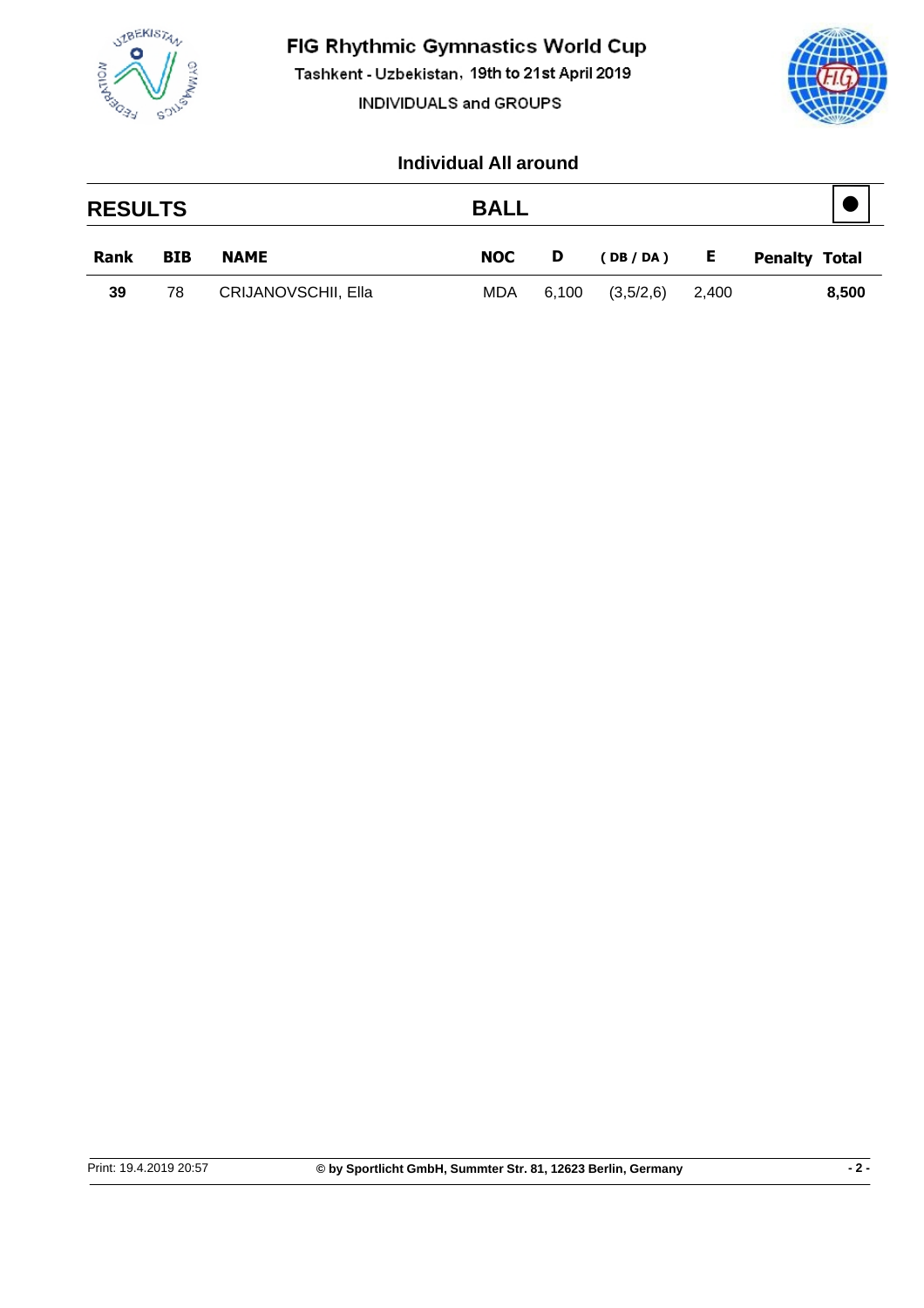# FIG Rhythmic Gymnastics World Cup

Tashkent - Uzbekistan, 19th to 21st April 2019

INDIVIDUALS and GROUPS

## Individual All around

## RESULTS — BALL

| Rank | BIB | NAME | NOC | D | ( DB / DA ) | E | Penalty | Total |
|---|---|---|---|---|---|---|---|---|
| 39 | 78 | CRIJANOVSCHII, Ella | MDA | 6,100 | (3,5/2,6) | 2,400 | | 8,500 |

Print: 19.4.2019 20:57 © by Sportlicht GmbH, Summter Str. 81, 12623 Berlin, Germany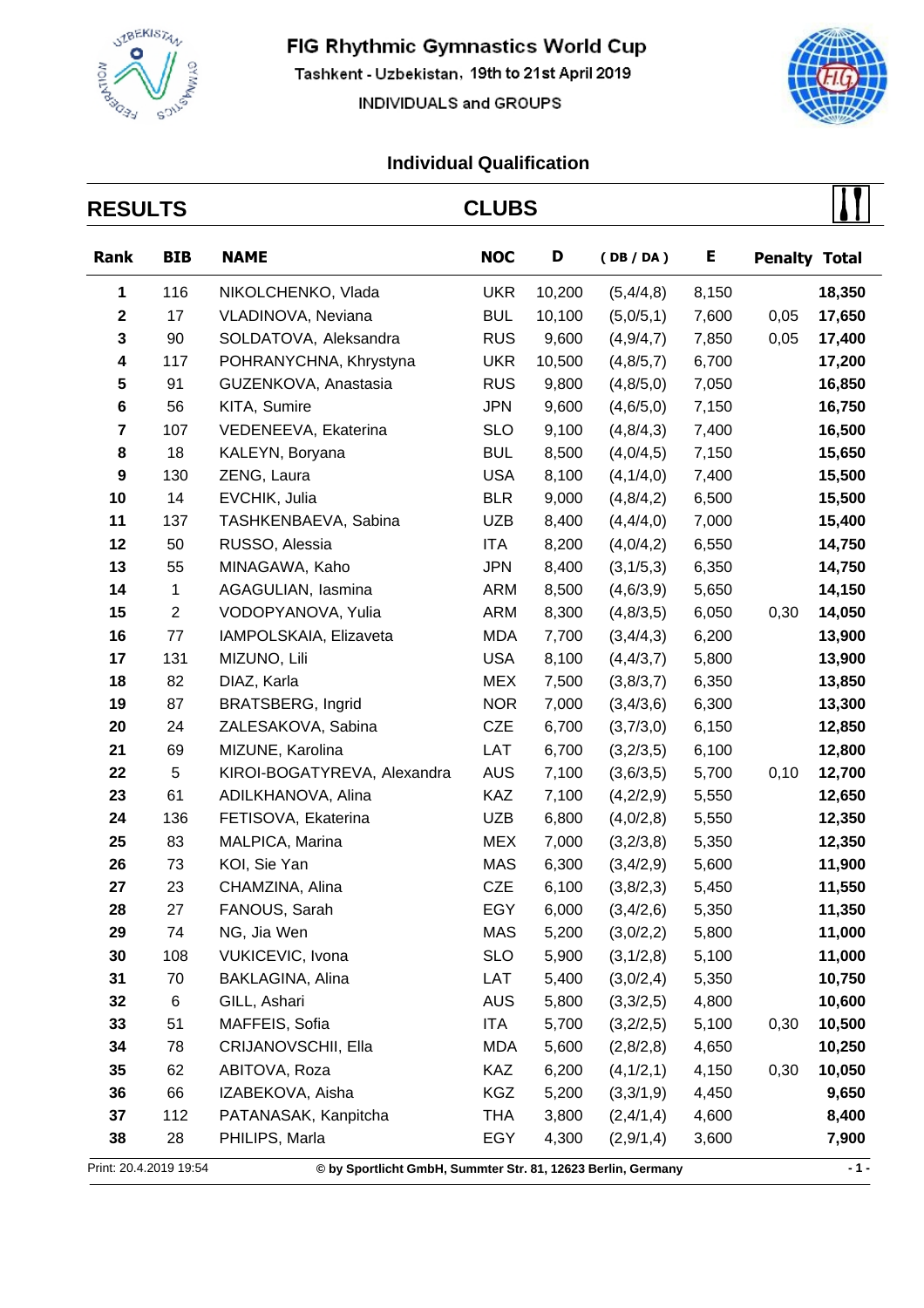# FIG Rhythmic Gymnastics World Cup

Tashkent - Uzbekistan, 19th to 21st April 2019

INDIVIDUALS and GROUPS

## Individual Qualification

## RESULTS — CLUBS

| Rank | BIB | NAME | NOC | D | ( DB / DA ) | E | Penalty | Total |
|---|---|---|---|---|---|---|---|---|
| 1 | 116 | NIKOLCHENKO, Vlada | UKR | 10,200 | (5,4/4,8) | 8,150 | | **18,350** |
| 2 | 17 | VLADINOVA, Neviana | BUL | 10,100 | (5,0/5,1) | 7,600 | 0,05 | **17,650** |
| 3 | 90 | SOLDATOVA, Aleksandra | RUS | 9,600 | (4,9/4,7) | 7,850 | 0,05 | **17,400** |
| 4 | 117 | POHRANYCHNA, Khrystyna | UKR | 10,500 | (4,8/5,7) | 6,700 | | **17,200** |
| 5 | 91 | GUZENKOVA, Anastasia | RUS | 9,800 | (4,8/5,0) | 7,050 | | **16,850** |
| 6 | 56 | KITA, Sumire | JPN | 9,600 | (4,6/5,0) | 7,150 | | **16,750** |
| 7 | 107 | VEDENEEVA, Ekaterina | SLO | 9,100 | (4,8/4,3) | 7,400 | | **16,500** |
| 8 | 18 | KALEYN, Boryana | BUL | 8,500 | (4,0/4,5) | 7,150 | | **15,650** |
| 9 | 130 | ZENG, Laura | USA | 8,100 | (4,1/4,0) | 7,400 | | **15,500** |
| 10 | 14 | EVCHIK, Julia | BLR | 9,000 | (4,8/4,2) | 6,500 | | **15,500** |
| 11 | 137 | TASHKENBAEVA, Sabina | UZB | 8,400 | (4,4/4,0) | 7,000 | | **15,400** |
| 12 | 50 | RUSSO, Alessia | ITA | 8,200 | (4,0/4,2) | 6,550 | | **14,750** |
| 13 | 55 | MINAGAWA, Kaho | JPN | 8,400 | (3,1/5,3) | 6,350 | | **14,750** |
| 14 | 1 | AGAGULIAN, Iasmina | ARM | 8,500 | (4,6/3,9) | 5,650 | | **14,150** |
| 15 | 2 | VODOPYANOVA, Yulia | ARM | 8,300 | (4,8/3,5) | 6,050 | 0,30 | **14,050** |
| 16 | 77 | IAMPOLSKAIA, Elizaveta | MDA | 7,700 | (3,4/4,3) | 6,200 | | **13,900** |
| 17 | 131 | MIZUNO, Lili | USA | 8,100 | (4,4/3,7) | 5,800 | | **13,900** |
| 18 | 82 | DIAZ, Karla | MEX | 7,500 | (3,8/3,7) | 6,350 | | **13,850** |
| 19 | 87 | BRATSBERG, Ingrid | NOR | 7,000 | (3,4/3,6) | 6,300 | | **13,300** |
| 20 | 24 | ZALESAKOVA, Sabina | CZE | 6,700 | (3,7/3,0) | 6,150 | | **12,850** |
| 21 | 69 | MIZUNE, Karolina | LAT | 6,700 | (3,2/3,5) | 6,100 | | **12,800** |
| 22 | 5 | KIROI-BOGATYREVA, Alexandra | AUS | 7,100 | (3,6/3,5) | 5,700 | 0,10 | **12,700** |
| 23 | 61 | ADILKHANOVA, Alina | KAZ | 7,100 | (4,2/2,9) | 5,550 | | **12,650** |
| 24 | 136 | FETISOVA, Ekaterina | UZB | 6,800 | (4,0/2,8) | 5,550 | | **12,350** |
| 25 | 83 | MALPICA, Marina | MEX | 7,000 | (3,2/3,8) | 5,350 | | **12,350** |
| 26 | 73 | KOI, Sie Yan | MAS | 6,300 | (3,4/2,9) | 5,600 | | **11,900** |
| 27 | 23 | CHAMZINA, Alina | CZE | 6,100 | (3,8/2,3) | 5,450 | | **11,550** |
| 28 | 27 | FANOUS, Sarah | EGY | 6,000 | (3,4/2,6) | 5,350 | | **11,350** |
| 29 | 74 | NG, Jia Wen | MAS | 5,200 | (3,0/2,2) | 5,800 | | **11,000** |
| 30 | 108 | VUKICEVIC, Ivona | SLO | 5,900 | (3,1/2,8) | 5,100 | | **11,000** |
| 31 | 70 | BAKLAGINA, Alina | LAT | 5,400 | (3,0/2,4) | 5,350 | | **10,750** |
| 32 | 6 | GILL, Ashari | AUS | 5,800 | (3,3/2,5) | 4,800 | | **10,600** |
| 33 | 51 | MAFFEIS, Sofia | ITA | 5,700 | (3,2/2,5) | 5,100 | 0,30 | **10,500** |
| 34 | 78 | CRIJANOVSCHII, Ella | MDA | 5,600 | (2,8/2,8) | 4,650 | | **10,250** |
| 35 | 62 | ABITOVA, Roza | KAZ | 6,200 | (4,1/2,1) | 4,150 | 0,30 | **10,050** |
| 36 | 66 | IZABEKOVA, Aisha | KGZ | 5,200 | (3,3/1,9) | 4,450 | | **9,650** |
| 37 | 112 | PATANASAK, Kanpitcha | THA | 3,800 | (2,4/1,4) | 4,600 | | **8,400** |
| 38 | 28 | PHILIPS, Marla | EGY | 4,300 | (2,9/1,4) | 3,600 | | **7,900** |

Print: 20.4.2019 19:54 — © by Sportlicht GmbH, Summter Str. 81, 12623 Berlin, Germany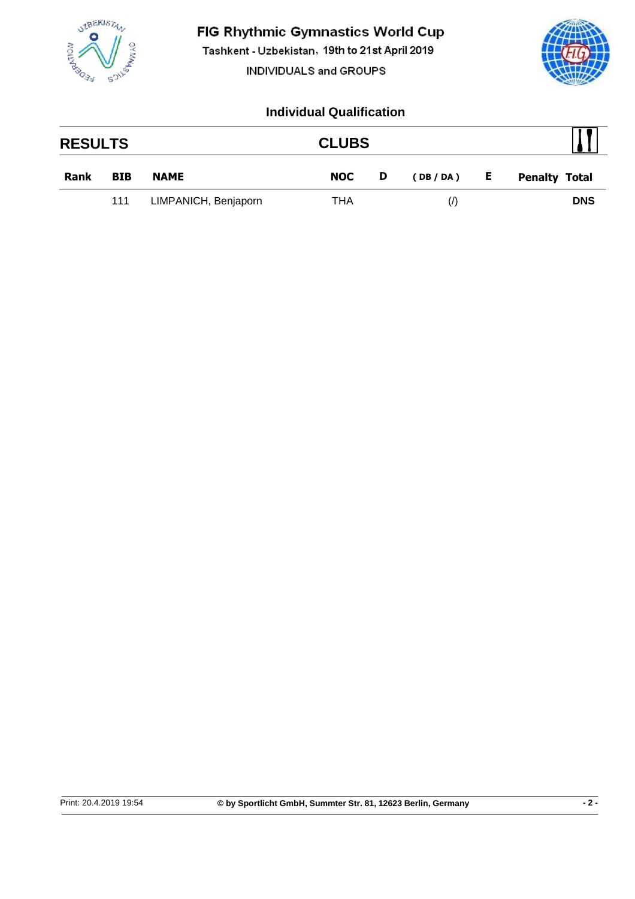# FIG Rhythmic Gymnastics World Cup

Tashkent - Uzbekistan, 19th to 21st April 2019

INDIVIDUALS and GROUPS

## Individual Qualification

## RESULTS — CLUBS

| Rank | BIB | NAME | NOC | D | ( DB / DA ) | E | Penalty | Total |
|---|---|---|---|---|---|---|---|---|
| | 111 | LIMPANICH, Benjaporn | THA | | (/) | | | DNS |

Print: 20.4.2019 19:54 © by Sportlicht GmbH, Summter Str. 81, 12623 Berlin, Germany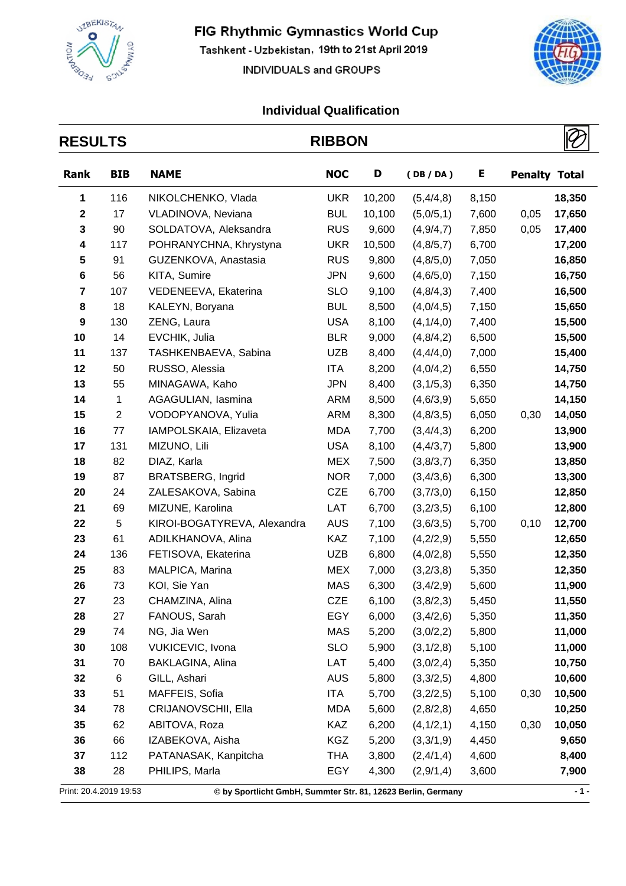# FIG Rhythmic Gymnastics World Cup

Tashkent - Uzbekistan, 19th to 21st April 2019

INDIVIDUALS and GROUPS

## Individual Qualification

## RESULTS — RIBBON

| Rank | BIB | NAME | NOC | D | ( DB / DA ) | E | Penalty | Total |
|---|---|---|---|---|---|---|---|---|
| **1** | 116 | NIKOLCHENKO, Vlada | UKR | 10,200 | (5,4/4,8) | 8,150 | | **18,350** |
| **2** | 17 | VLADINOVA, Neviana | BUL | 10,100 | (5,0/5,1) | 7,600 | 0,05 | **17,650** |
| **3** | 90 | SOLDATOVA, Aleksandra | RUS | 9,600 | (4,9/4,7) | 7,850 | 0,05 | **17,400** |
| **4** | 117 | POHRANYCHNA, Khrystyna | UKR | 10,500 | (4,8/5,7) | 6,700 | | **17,200** |
| **5** | 91 | GUZENKOVA, Anastasia | RUS | 9,800 | (4,8/5,0) | 7,050 | | **16,850** |
| **6** | 56 | KITA, Sumire | JPN | 9,600 | (4,6/5,0) | 7,150 | | **16,750** |
| **7** | 107 | VEDENEEVA, Ekaterina | SLO | 9,100 | (4,8/4,3) | 7,400 | | **16,500** |
| **8** | 18 | KALEYN, Boryana | BUL | 8,500 | (4,0/4,5) | 7,150 | | **15,650** |
| **9** | 130 | ZENG, Laura | USA | 8,100 | (4,1/4,0) | 7,400 | | **15,500** |
| **10** | 14 | EVCHIK, Julia | BLR | 9,000 | (4,8/4,2) | 6,500 | | **15,500** |
| **11** | 137 | TASHKENBAEVA, Sabina | UZB | 8,400 | (4,4/4,0) | 7,000 | | **15,400** |
| **12** | 50 | RUSSO, Alessia | ITA | 8,200 | (4,0/4,2) | 6,550 | | **14,750** |
| **13** | 55 | MINAGAWA, Kaho | JPN | 8,400 | (3,1/5,3) | 6,350 | | **14,750** |
| **14** | 1 | AGAGULIAN, Iasmina | ARM | 8,500 | (4,6/3,9) | 5,650 | | **14,150** |
| **15** | 2 | VODOPYANOVA, Yulia | ARM | 8,300 | (4,8/3,5) | 6,050 | 0,30 | **14,050** |
| **16** | 77 | IAMPOLSKAIA, Elizaveta | MDA | 7,700 | (3,4/4,3) | 6,200 | | **13,900** |
| **17** | 131 | MIZUNO, Lili | USA | 8,100 | (4,4/3,7) | 5,800 | | **13,900** |
| **18** | 82 | DIAZ, Karla | MEX | 7,500 | (3,8/3,7) | 6,350 | | **13,850** |
| **19** | 87 | BRATSBERG, Ingrid | NOR | 7,000 | (3,4/3,6) | 6,300 | | **13,300** |
| **20** | 24 | ZALESAKOVA, Sabina | CZE | 6,700 | (3,7/3,0) | 6,150 | | **12,850** |
| **21** | 69 | MIZUNE, Karolina | LAT | 6,700 | (3,2/3,5) | 6,100 | | **12,800** |
| **22** | 5 | KIROI-BOGATYREVA, Alexandra | AUS | 7,100 | (3,6/3,5) | 5,700 | 0,10 | **12,700** |
| **23** | 61 | ADILKHANOVA, Alina | KAZ | 7,100 | (4,2/2,9) | 5,550 | | **12,650** |
| **24** | 136 | FETISOVA, Ekaterina | UZB | 6,800 | (4,0/2,8) | 5,550 | | **12,350** |
| **25** | 83 | MALPICA, Marina | MEX | 7,000 | (3,2/3,8) | 5,350 | | **12,350** |
| **26** | 73 | KOI, Sie Yan | MAS | 6,300 | (3,4/2,9) | 5,600 | | **11,900** |
| **27** | 23 | CHAMZINA, Alina | CZE | 6,100 | (3,8/2,3) | 5,450 | | **11,550** |
| **28** | 27 | FANOUS, Sarah | EGY | 6,000 | (3,4/2,6) | 5,350 | | **11,350** |
| **29** | 74 | NG, Jia Wen | MAS | 5,200 | (3,0/2,2) | 5,800 | | **11,000** |
| **30** | 108 | VUKICEVIC, Ivona | SLO | 5,900 | (3,1/2,8) | 5,100 | | **11,000** |
| **31** | 70 | BAKLAGINA, Alina | LAT | 5,400 | (3,0/2,4) | 5,350 | | **10,750** |
| **32** | 6 | GILL, Ashari | AUS | 5,800 | (3,3/2,5) | 4,800 | | **10,600** |
| **33** | 51 | MAFFEIS, Sofia | ITA | 5,700 | (3,2/2,5) | 5,100 | 0,30 | **10,500** |
| **34** | 78 | CRIJANOVSCHII, Ella | MDA | 5,600 | (2,8/2,8) | 4,650 | | **10,250** |
| **35** | 62 | ABITOVA, Roza | KAZ | 6,200 | (4,1/2,1) | 4,150 | 0,30 | **10,050** |
| **36** | 66 | IZABEKOVA, Aisha | KGZ | 5,200 | (3,3/1,9) | 4,450 | | **9,650** |
| **37** | 112 | PATANASAK, Kanpitcha | THA | 3,800 | (2,4/1,4) | 4,600 | | **8,400** |
| **38** | 28 | PHILIPS, Marla | EGY | 4,300 | (2,9/1,4) | 3,600 | | **7,900** |

Print: 20.4.2019 19:53 — **© by Sportlicht GmbH, Summter Str. 81, 12623 Berlin, Germany**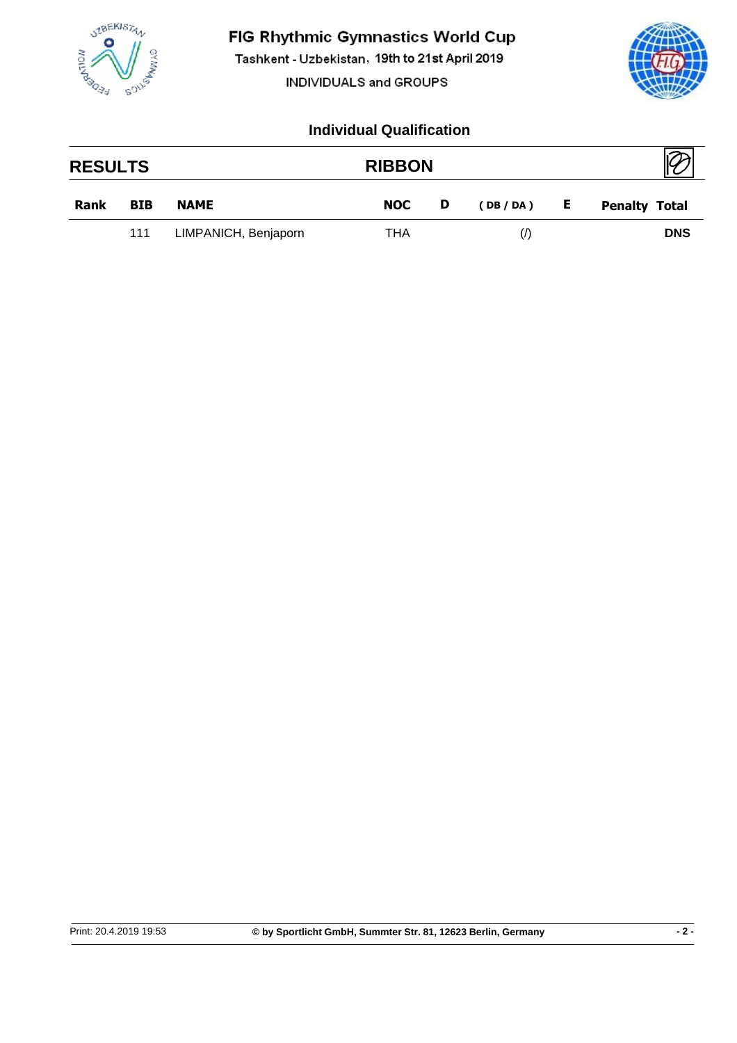# FIG Rhythmic Gymnastics World Cup

Tashkent - Uzbekistan, 19th to 21st April 2019

INDIVIDUALS and GROUPS

## Individual Qualification

## RESULTS — RIBBON

| Rank | BIB | NAME | NOC | D | ( DB / DA ) | E | Penalty | Total |
|---|---|---|---|---|---|---|---|---|
| | 111 | LIMPANICH, Benjaporn | THA | | (/) | | | **DNS** |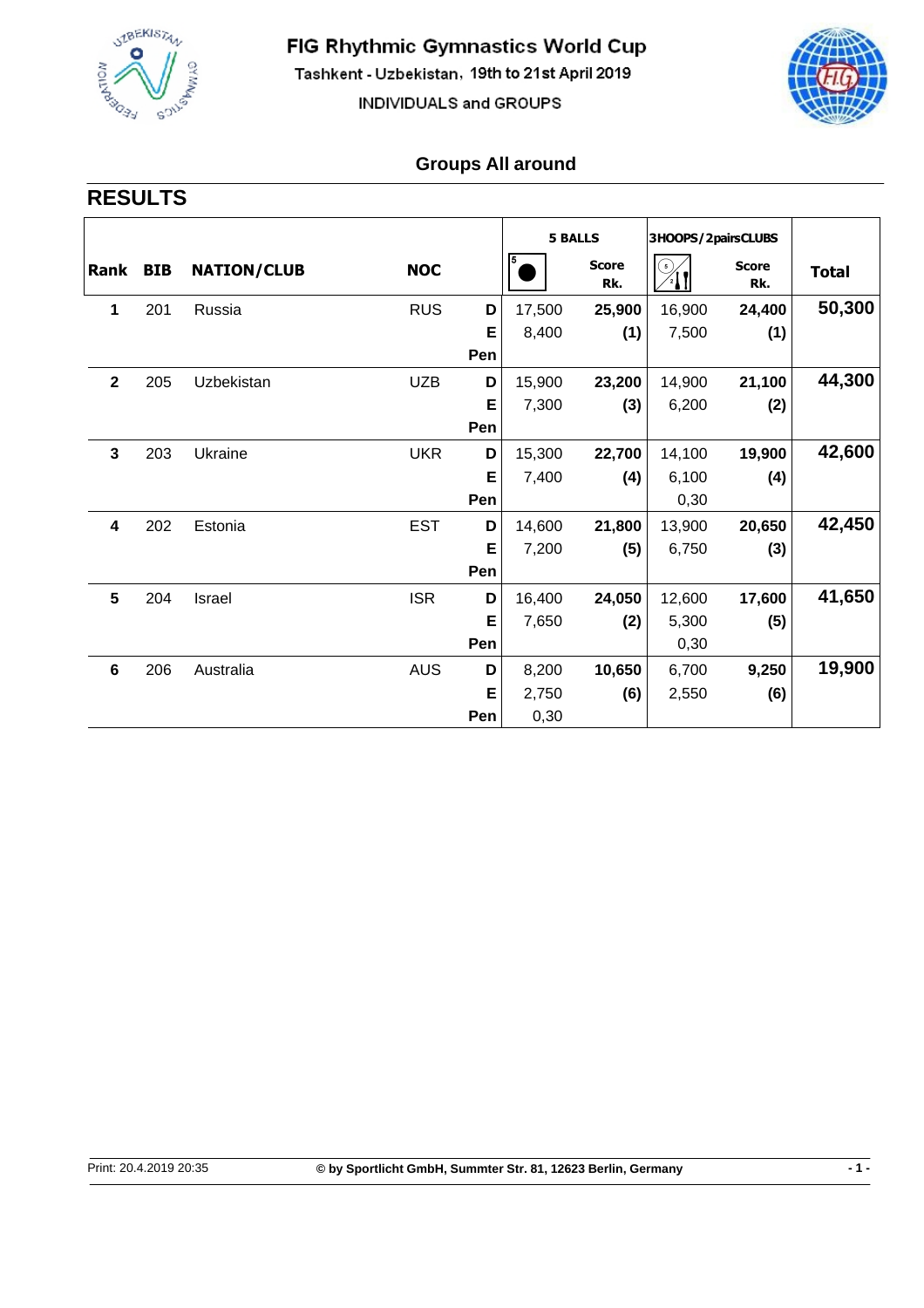# FIG Rhythmic Gymnastics World Cup

Tashkent - Uzbekistan, 19th to 21st April 2019

INDIVIDUALS and GROUPS

## Groups All around

## RESULTS

| Rank | BIB | NATION/CLUB | NOC | | 5 BALLS | Score Rk. | 3HOOPS/2pairsCLUBS | Score Rk. | Total |
|---|---|---|---|---|---|---|---|---|---|
| 1 | 201 | Russia | RUS | D | 17,500 | 25,900 | 16,900 | 24,400 | 50,300 |
| | | | | E | 8,400 | (1) | 7,500 | (1) | |
| | | | | Pen | | | | | |
| 2 | 205 | Uzbekistan | UZB | D | 15,900 | 23,200 | 14,900 | 21,100 | 44,300 |
| | | | | E | 7,300 | (3) | 6,200 | (2) | |
| | | | | Pen | | | | | |
| 3 | 203 | Ukraine | UKR | D | 15,300 | 22,700 | 14,100 | 19,900 | 42,600 |
| | | | | E | 7,400 | (4) | 6,100 | (4) | |
| | | | | Pen | | | 0,30 | | |
| 4 | 202 | Estonia | EST | D | 14,600 | 21,800 | 13,900 | 20,650 | 42,450 |
| | | | | E | 7,200 | (5) | 6,750 | (3) | |
| | | | | Pen | | | | | |
| 5 | 204 | Israel | ISR | D | 16,400 | 24,050 | 12,600 | 17,600 | 41,650 |
| | | | | E | 7,650 | (2) | 5,300 | (5) | |
| | | | | Pen | | | 0,30 | | |
| 6 | 206 | Australia | AUS | D | 8,200 | 10,650 | 6,700 | 9,250 | 19,900 |
| | | | | E | 2,750 | (6) | 2,550 | (6) | |
| | | | | Pen | 0,30 | | | | |

Print: 20.4.2019 20:35 **© by Sportlicht GmbH, Summter Str. 81, 12623 Berlin, Germany**